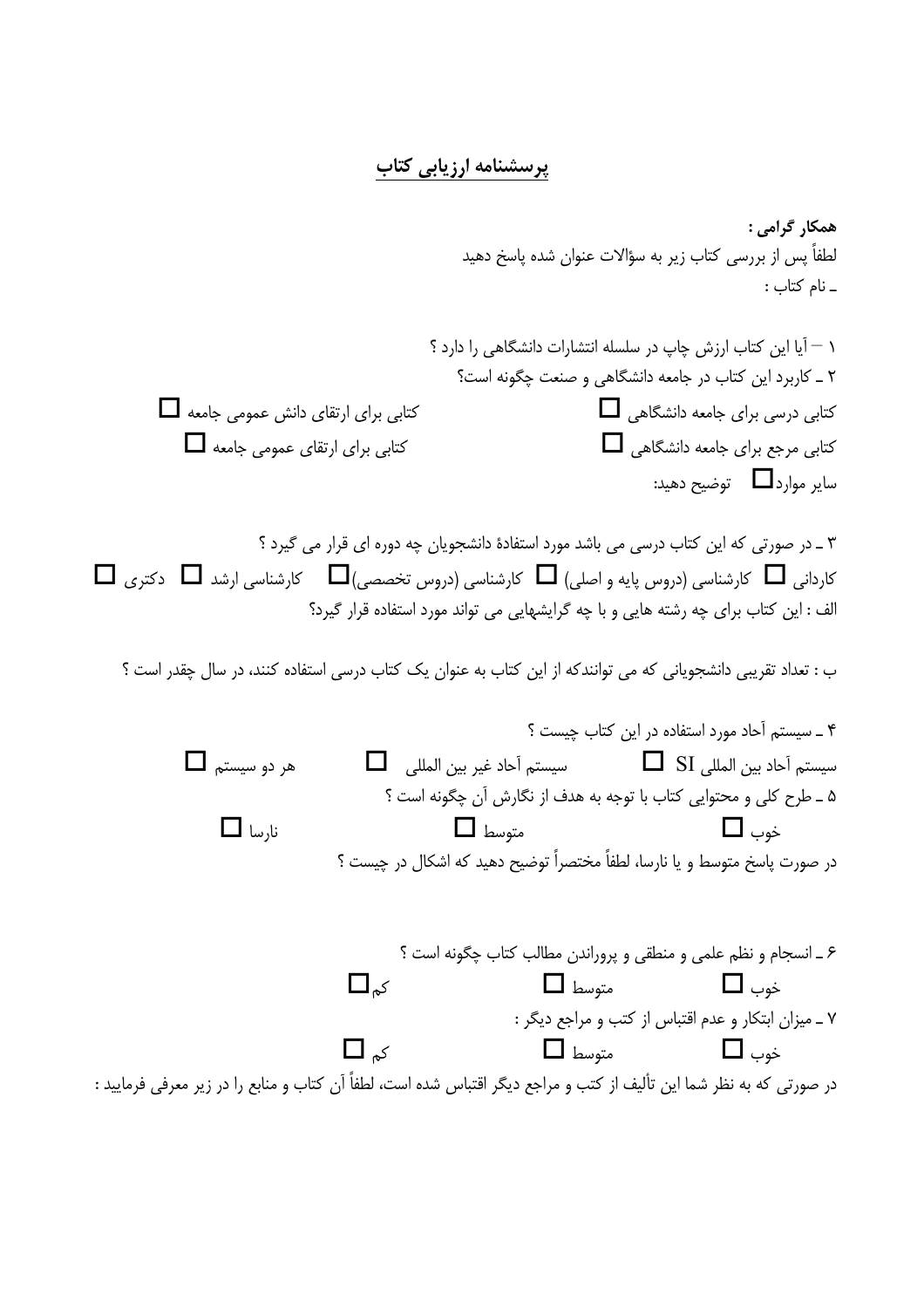## پرسشنامه ارزیابی کتاب

**همکار گرامی :**

لطفاً پس از بررسی کتاب زیر به سؤالات عنوان شده پاسخ دهید

ـ نام کتاب :

۱ – آیا این کتاب ارزش چاپ در سلسله انتشارات دانشگاهی را دارد ؟

۲ ـ کاربرد این کتاب در جامعه دانشگاهی و صنعت چگونه است؟

کتابی درسی برای جامعه دانشگاهی ☐ &nbsp;&nbsp;&nbsp; کتابی برای ارتقای دانش عمومی جامعه ☐

کتابی مرجع برای جامعه دانشگاهی ☐ &nbsp;&nbsp;&nbsp; کتابی برای ارتقای عمومی جامعه ☐

سایر موارد☐ &nbsp; توضیح دهید:

۳ ـ در صورتی که این کتاب درسی می باشد مورد استفادهٔ دانشجویان چه دوره ای قرار می گیرد ؟

کاردانی ☐ کارشناسی (دروس پایه و اصلی) ☐ کارشناسی (دروس تخصصی)☐ کارشناسی ارشد ☐ دکتری ☐

الف : این کتاب برای چه رشته هایی و با چه گرایشهایی می تواند مورد استفاده قرار گیرد؟

ب : تعداد تقریبی دانشجویانی که می توانندکه از این کتاب به عنوان یک کتاب درسی استفاده کنند، در سال چقدر است ؟

۴ ـ سیستم آحاد مورد استفاده در این کتاب چیست ؟

سیستم آحاد بین المللی SI ☐ &nbsp;&nbsp;&nbsp; سیستم آحاد غیر بین المللی ☐ &nbsp;&nbsp;&nbsp; هر دو سیستم ☐

۵ ـ طرح کلی و محتوایی کتاب با توجه به هدف از نگارش آن چگونه است ؟

خوب ☐ &nbsp;&nbsp;&nbsp; متوسط ☐ &nbsp;&nbsp;&nbsp; نارسا ☐

در صورت پاسخ متوسط و یا نارسا، لطفاً مختصراً توضیح دهید که اشکال در چیست ؟

۶ ـ انسجام و نظم علمی و منطقی و پروراندن مطالب کتاب چگونه است ؟

خوب ☐ &nbsp;&nbsp;&nbsp; متوسط ☐ &nbsp;&nbsp;&nbsp; کم☐

۷ ـ میزان ابتکار و عدم اقتباس از کتب و مراجع دیگر :

خوب ☐ &nbsp;&nbsp;&nbsp; متوسط ☐ &nbsp;&nbsp;&nbsp; کم ☐

در صورتی که به نظر شما این تألیف از کتب و مراجع دیگر اقتباس شده است، لطفاً آن کتاب و منابع را در زیر معرفی فرمایید :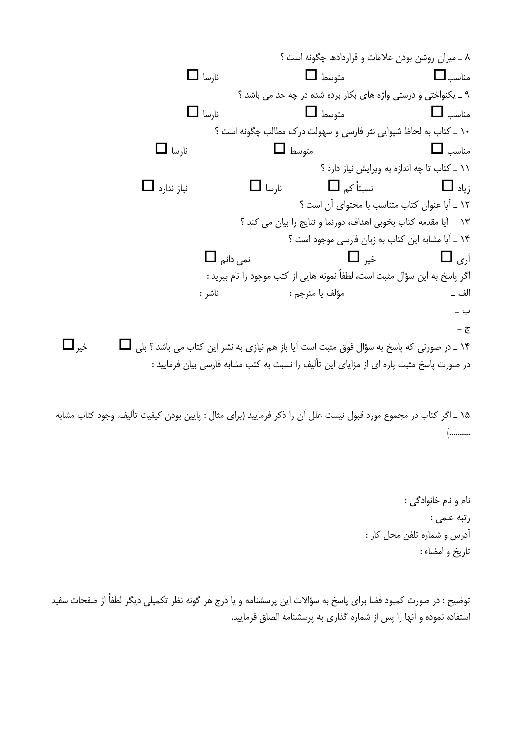۸ ـ میزان روشن بودن علامات و قراردادها چگونه است ؟

مناسب☐ متوسط ☐ نارسا ☐

۹ ـ یکنواختی و درستی واژه های بکار برده شده در چه حد می باشد ؟

مناسب ☐ متوسط ☐ نارسا ☐

۱۰ ـ کتاب به لحاظ شیوایی نثر فارسی و سهولت درک مطالب چگونه است ؟

مناسب ☐ متوسط ☐ نارسا ☐

۱۱ ـ کتاب تا چه اندازه به ویرایش نیاز دارد ؟

زیاد ☐ نسبتاً کم ☐ نارسا ☐ نیاز ندارد ☐

۱۲ ـ آیا عنوان کتاب متناسب با محتوای آن است ؟

۱۳ – آیا مقدمه کتاب بخوبی اهداف، دورنما و نتایج را بیان می کند ؟

۱۴ ـ آیا مشابه این کتاب به زبان فارسی موجود است ؟

آری ☐ خیر ☐ نمی دانم ☐

اگر پاسخ به این سؤال مثبت است، لطفاً نمونه هایی از کتب موجود را نام ببرید :

الف ـ مؤلف یا مترجم : ناشر :

ب ـ

ج ـ

۱۴ ـ در صورتی که پاسخ به سؤال فوق مثبت است آیا باز هم نیازی به نشر این کتاب می باشد ؟ بلی ☐ خیر☐

در صورت پاسخ مثبت پاره ای از مزایای این تألیف را نسبت به کتب مشابه فارسی بیان فرمایید :

۱۵ ـ اگر کتاب در مجموع مورد قبول نیست علل آن را ذکر فرمایید (برای مثال : پایین بودن کیفیت تألیف، وجود کتاب مشابه ..........)

نام و نام خانوادگی :

رتبه علمی :

آدرس و شماره تلفن محل کار :

تاریخ و امضاء :

توضیح : در صورت کمبود فضا برای پاسخ به سؤالات این پرسشنامه و یا درج هر گونه نظر تکمیلی دیگر لطفاً از صفحات سفید استفاده نموده و آنها را پس از شماره گذاری به پرسشنامه الصاق فرمایید.